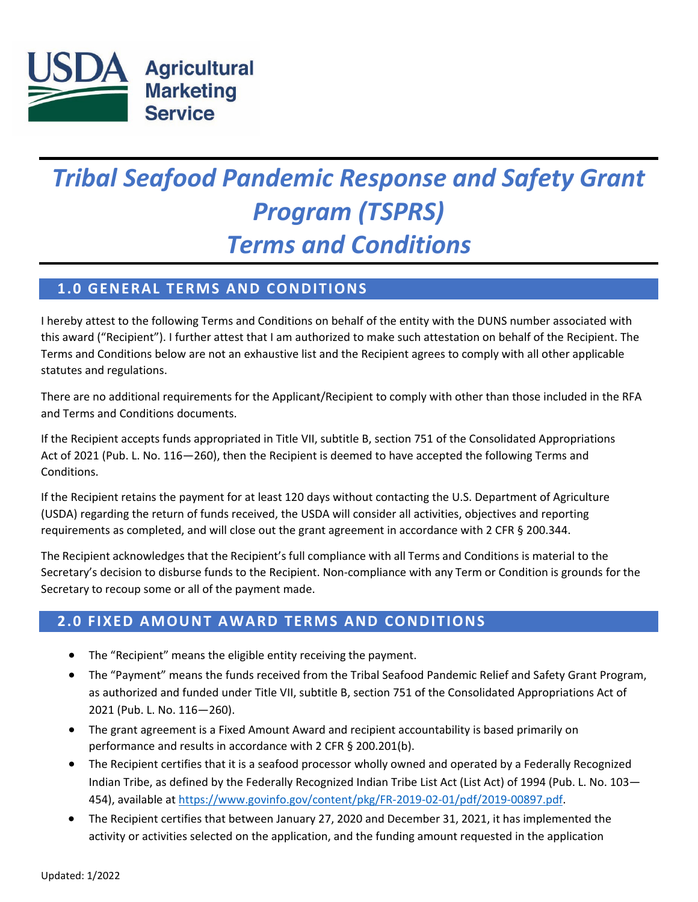USDA Agricultural Marketing Service

# *Tribal Seafood Pandemic Response and Safety Grant Program (TSPRS)*
# *Terms and Conditions*

## 1.0 GENERAL TERMS AND CONDITIONS

I hereby attest to the following Terms and Conditions on behalf of the entity with the DUNS number associated with this award ("Recipient"). I further attest that I am authorized to make such attestation on behalf of the Recipient. The Terms and Conditions below are not an exhaustive list and the Recipient agrees to comply with all other applicable statutes and regulations.

There are no additional requirements for the Applicant/Recipient to comply with other than those included in the RFA and Terms and Conditions documents.

If the Recipient accepts funds appropriated in Title VII, subtitle B, section 751 of the Consolidated Appropriations Act of 2021 (Pub. L. No. 116—260), then the Recipient is deemed to have accepted the following Terms and Conditions.

If the Recipient retains the payment for at least 120 days without contacting the U.S. Department of Agriculture (USDA) regarding the return of funds received, the USDA will consider all activities, objectives and reporting requirements as completed, and will close out the grant agreement in accordance with 2 CFR § 200.344.

The Recipient acknowledges that the Recipient's full compliance with all Terms and Conditions is material to the Secretary's decision to disburse funds to the Recipient. Non-compliance with any Term or Condition is grounds for the Secretary to recoup some or all of the payment made.

## 2.0 FIXED AMOUNT AWARD TERMS AND CONDITIONS

- The "Recipient" means the eligible entity receiving the payment.
- The "Payment" means the funds received from the Tribal Seafood Pandemic Relief and Safety Grant Program, as authorized and funded under Title VII, subtitle B, section 751 of the Consolidated Appropriations Act of 2021 (Pub. L. No. 116—260).
- The grant agreement is a Fixed Amount Award and recipient accountability is based primarily on performance and results in accordance with 2 CFR § 200.201(b).
- The Recipient certifies that it is a seafood processor wholly owned and operated by a Federally Recognized Indian Tribe, as defined by the Federally Recognized Indian Tribe List Act (List Act) of 1994 (Pub. L. No. 103—454), available at https://www.govinfo.gov/content/pkg/FR-2019-02-01/pdf/2019-00897.pdf.
- The Recipient certifies that between January 27, 2020 and December 31, 2021, it has implemented the activity or activities selected on the application, and the funding amount requested in the application

Updated: 1/2022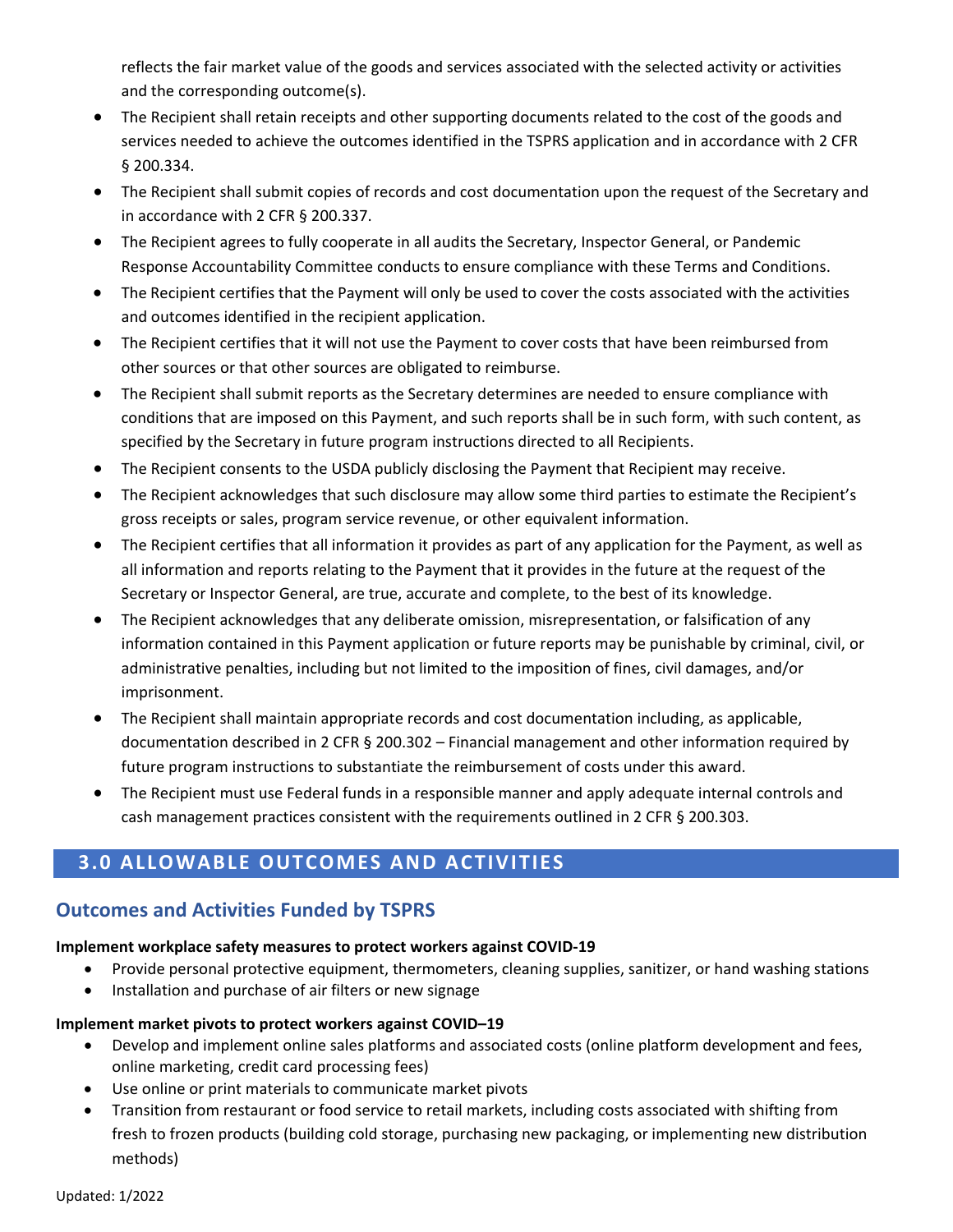reflects the fair market value of the goods and services associated with the selected activity or activities and the corresponding outcome(s).

- The Recipient shall retain receipts and other supporting documents related to the cost of the goods and services needed to achieve the outcomes identified in the TSPRS application and in accordance with 2 CFR § 200.334.
- The Recipient shall submit copies of records and cost documentation upon the request of the Secretary and in accordance with 2 CFR § 200.337.
- The Recipient agrees to fully cooperate in all audits the Secretary, Inspector General, or Pandemic Response Accountability Committee conducts to ensure compliance with these Terms and Conditions.
- The Recipient certifies that the Payment will only be used to cover the costs associated with the activities and outcomes identified in the recipient application.
- The Recipient certifies that it will not use the Payment to cover costs that have been reimbursed from other sources or that other sources are obligated to reimburse.
- The Recipient shall submit reports as the Secretary determines are needed to ensure compliance with conditions that are imposed on this Payment, and such reports shall be in such form, with such content, as specified by the Secretary in future program instructions directed to all Recipients.
- The Recipient consents to the USDA publicly disclosing the Payment that Recipient may receive.
- The Recipient acknowledges that such disclosure may allow some third parties to estimate the Recipient's gross receipts or sales, program service revenue, or other equivalent information.
- The Recipient certifies that all information it provides as part of any application for the Payment, as well as all information and reports relating to the Payment that it provides in the future at the request of the Secretary or Inspector General, are true, accurate and complete, to the best of its knowledge.
- The Recipient acknowledges that any deliberate omission, misrepresentation, or falsification of any information contained in this Payment application or future reports may be punishable by criminal, civil, or administrative penalties, including but not limited to the imposition of fines, civil damages, and/or imprisonment.
- The Recipient shall maintain appropriate records and cost documentation including, as applicable, documentation described in 2 CFR § 200.302 – Financial management and other information required by future program instructions to substantiate the reimbursement of costs under this award.
- The Recipient must use Federal funds in a responsible manner and apply adequate internal controls and cash management practices consistent with the requirements outlined in 2 CFR § 200.303.

## 3.0 ALLOWABLE OUTCOMES AND ACTIVITIES

### Outcomes and Activities Funded by TSPRS

**Implement workplace safety measures to protect workers against COVID-19**

- Provide personal protective equipment, thermometers, cleaning supplies, sanitizer, or hand washing stations
- Installation and purchase of air filters or new signage

**Implement market pivots to protect workers against COVID–19**

- Develop and implement online sales platforms and associated costs (online platform development and fees, online marketing, credit card processing fees)
- Use online or print materials to communicate market pivots
- Transition from restaurant or food service to retail markets, including costs associated with shifting from fresh to frozen products (building cold storage, purchasing new packaging, or implementing new distribution methods)

Updated: 1/2022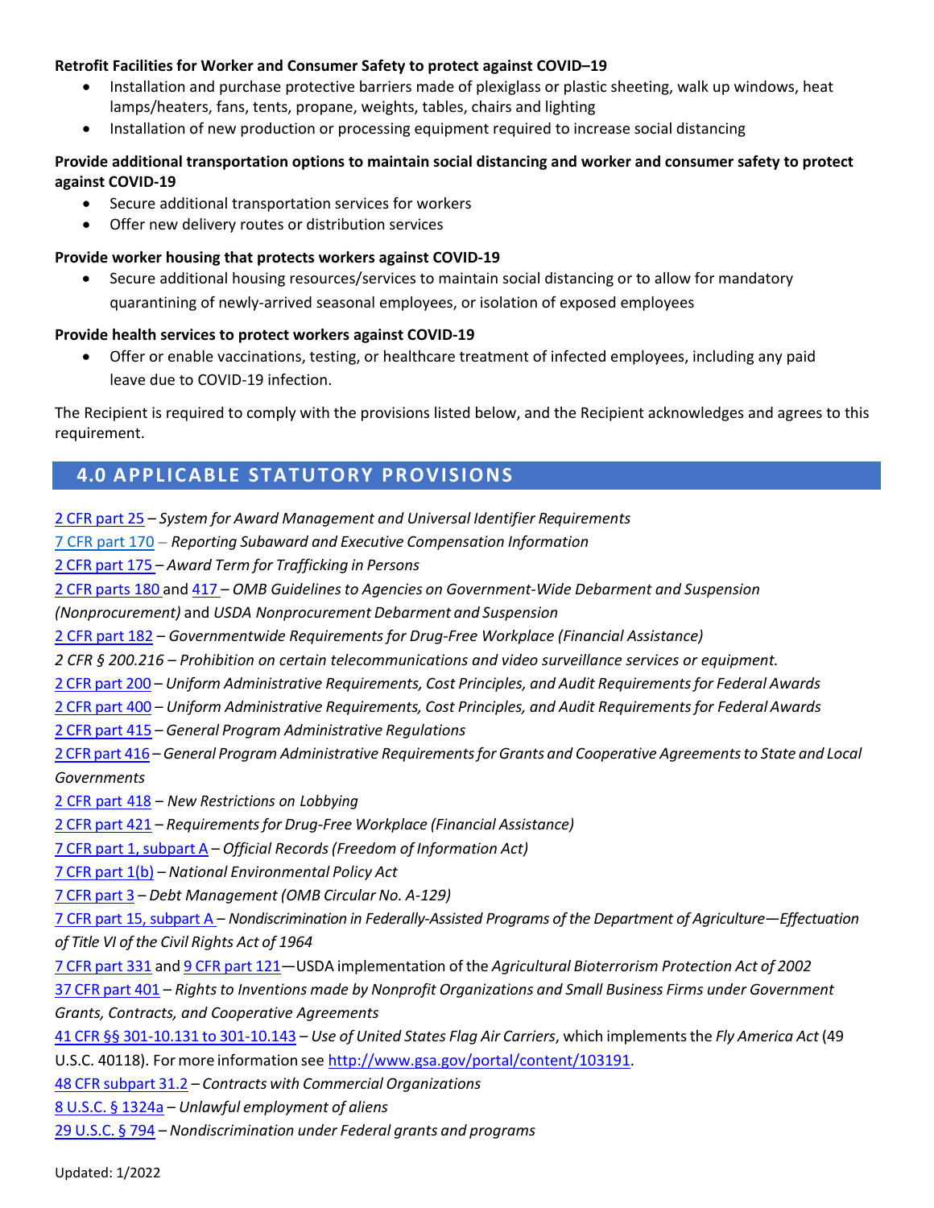**Retrofit Facilities for Worker and Consumer Safety to protect against COVID–19**

- Installation and purchase protective barriers made of plexiglass or plastic sheeting, walk up windows, heat lamps/heaters, fans, tents, propane, weights, tables, chairs and lighting
- Installation of new production or processing equipment required to increase social distancing

**Provide additional transportation options to maintain social distancing and worker and consumer safety to protect against COVID-19**

- Secure additional transportation services for workers
- Offer new delivery routes or distribution services

**Provide worker housing that protects workers against COVID-19**

- Secure additional housing resources/services to maintain social distancing or to allow for mandatory quarantining of newly-arrived seasonal employees, or isolation of exposed employees

**Provide health services to protect workers against COVID-19**

- Offer or enable vaccinations, testing, or healthcare treatment of infected employees, including any paid leave due to COVID-19 infection.

The Recipient is required to comply with the provisions listed below, and the Recipient acknowledges and agrees to this requirement.

## 4.0 APPLICABLE STATUTORY PROVISIONS

2 CFR part 25 – *System for Award Management and Universal Identifier Requirements*

7 CFR part 170 – *Reporting Subaward and Executive Compensation Information*

2 CFR part 175 – *Award Term for Trafficking in Persons*

2 CFR parts 180 and 417 – *OMB Guidelines to Agencies on Government-Wide Debarment and Suspension (Nonprocurement)* and *USDA Nonprocurement Debarment and Suspension*

2 CFR part 182 – *Governmentwide Requirements for Drug-Free Workplace (Financial Assistance)*

*2 CFR § 200.216 – Prohibition on certain telecommunications and video surveillance services or equipment.*

2 CFR part 200 – *Uniform Administrative Requirements, Cost Principles, and Audit Requirements for Federal Awards*

2 CFR part 400 – *Uniform Administrative Requirements, Cost Principles, and Audit Requirements for Federal Awards*

2 CFR part 415 – *General Program Administrative Regulations*

2 CFR part 416 – *General Program Administrative Requirements for Grants and Cooperative Agreements to State and Local Governments*

2 CFR part 418 – *New Restrictions on Lobbying*

2 CFR part 421 – *Requirements for Drug-Free Workplace (Financial Assistance)*

7 CFR part 1, subpart A – *Official Records (Freedom of Information Act)*

7 CFR part 1(b) – *National Environmental Policy Act*

7 CFR part 3 – *Debt Management (OMB Circular No. A-129)*

7 CFR part 15, subpart A – *Nondiscrimination in Federally-Assisted Programs of the Department of Agriculture—Effectuation of Title VI of the Civil Rights Act of 1964*

7 CFR part 331 and 9 CFR part 121—USDA implementation of the *Agricultural Bioterrorism Protection Act of 2002*

37 CFR part 401 – *Rights to Inventions made by Nonprofit Organizations and Small Business Firms under Government Grants, Contracts, and Cooperative Agreements*

41 CFR §§ 301-10.131 to 301-10.143 – *Use of United States Flag Air Carriers*, which implements the *Fly America Act* (49 U.S.C. 40118). For more information see http://www.gsa.gov/portal/content/103191.

48 CFR subpart 31.2 – *Contracts with Commercial Organizations*

8 U.S.C. § 1324a – *Unlawful employment of aliens*

29 U.S.C. § 794 – *Nondiscrimination under Federal grants and programs*

Updated: 1/2022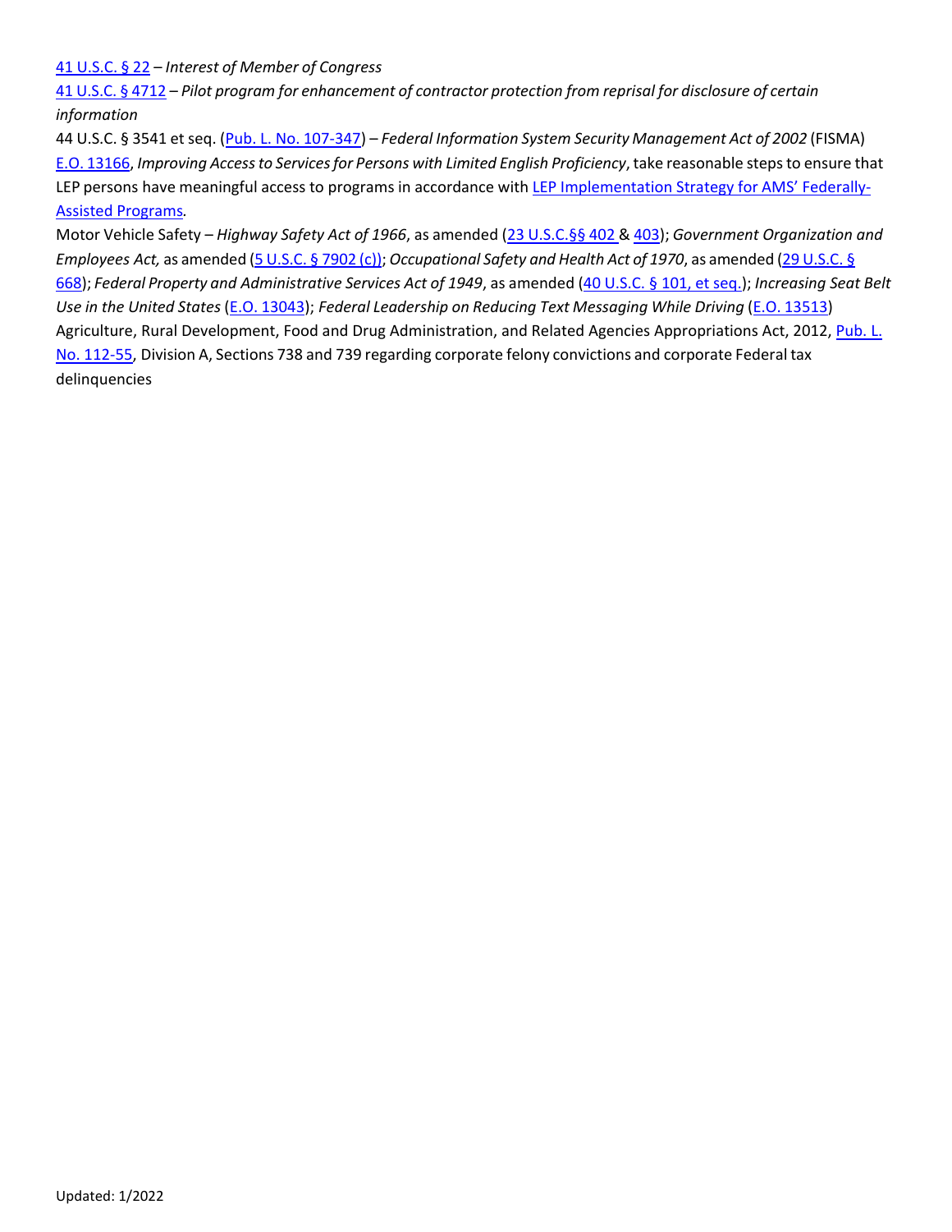41 U.S.C. § 22 – *Interest of Member of Congress*

41 U.S.C. § 4712 – *Pilot program for enhancement of contractor protection from reprisal for disclosure of certain information*

44 U.S.C. § 3541 et seq. (Pub. L. No. 107-347) – *Federal Information System Security Management Act of 2002* (FISMA)

E.O. 13166, *Improving Access to Services for Persons with Limited English Proficiency*, take reasonable steps to ensure that LEP persons have meaningful access to programs in accordance with LEP Implementation Strategy for AMS' Federally-Assisted Programs*.*

Motor Vehicle Safety – *Highway Safety Act of 1966*, as amended (23 U.S.C.§§ 402 & 403); *Government Organization and Employees Act,* as amended (5 U.S.C. § 7902 (c)); *Occupational Safety and Health Act of 1970*, as amended (29 U.S.C. § 668); *Federal Property and Administrative Services Act of 1949*, as amended (40 U.S.C. § 101, et seq.); *Increasing Seat Belt Use in the United States* (E.O. 13043); *Federal Leadership on Reducing Text Messaging While Driving* (E.O. 13513)

Agriculture, Rural Development, Food and Drug Administration, and Related Agencies Appropriations Act, 2012, Pub. L. No. 112-55, Division A, Sections 738 and 739 regarding corporate felony convictions and corporate Federal tax delinquencies

Updated: 1/2022